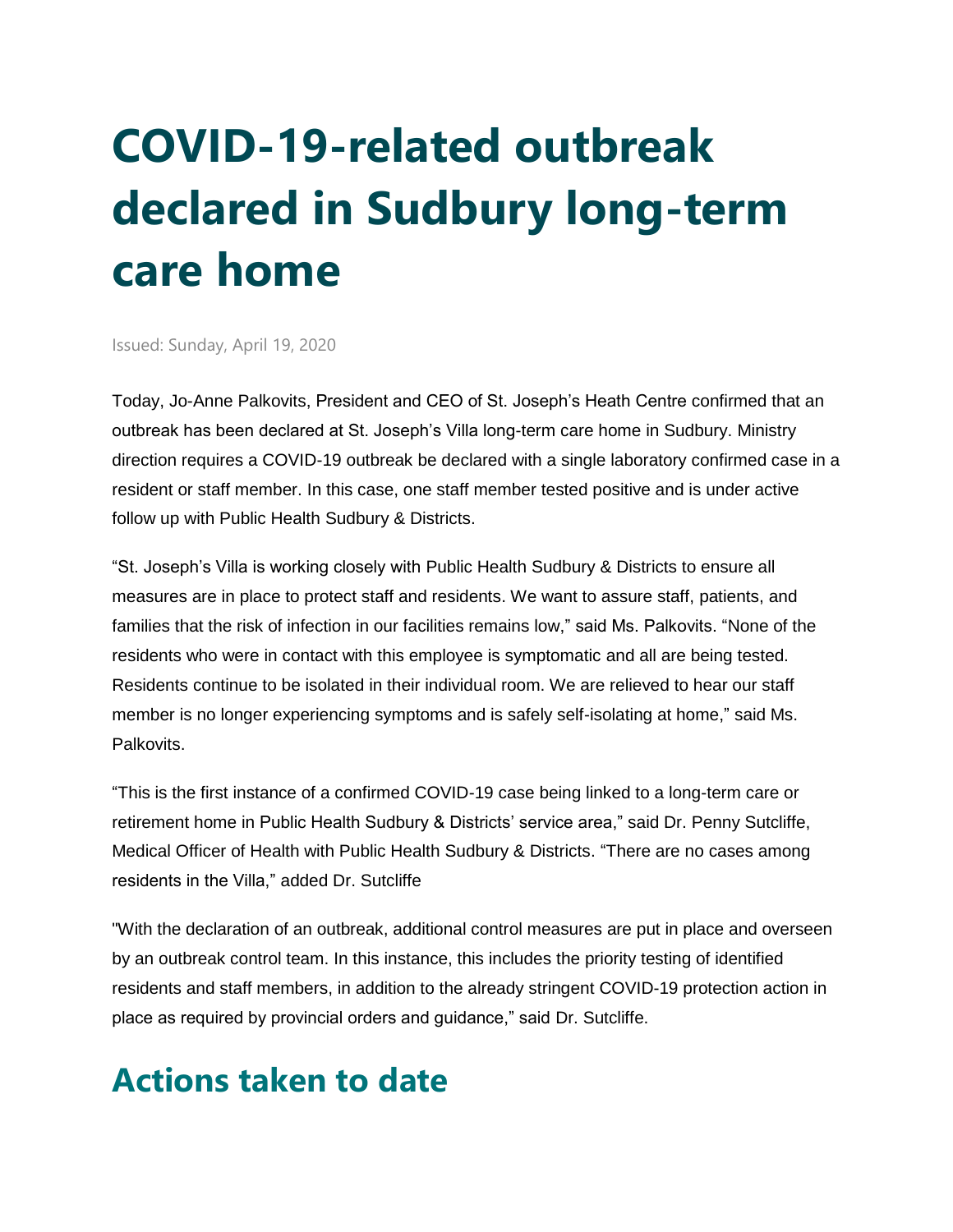# COVID-19-related outbreak declared in Sudbury long-term care home

Issued: Sunday, April 19, 2020

Today, Jo-Anne Palkovits, President and CEO of St. Joseph's Heath Centre confirmed that an outbreak has been declared at St. Joseph's Villa long-term care home in Sudbury. Ministry direction requires a COVID-19 outbreak be declared with a single laboratory confirmed case in a resident or staff member. In this case, one staff member tested positive and is under active follow up with Public Health Sudbury & Districts.

"St. Joseph's Villa is working closely with Public Health Sudbury & Districts to ensure all measures are in place to protect staff and residents. We want to assure staff, patients, and families that the risk of infection in our facilities remains low," said Ms. Palkovits. "None of the residents who were in contact with this employee is symptomatic and all are being tested. Residents continue to be isolated in their individual room. We are relieved to hear our staff member is no longer experiencing symptoms and is safely self-isolating at home," said Ms. Palkovits.

"This is the first instance of a confirmed COVID-19 case being linked to a long-term care or retirement home in Public Health Sudbury & Districts' service area," said Dr. Penny Sutcliffe, Medical Officer of Health with Public Health Sudbury & Districts. "There are no cases among residents in the Villa," added Dr. Sutcliffe

"With the declaration of an outbreak, additional control measures are put in place and overseen by an outbreak control team. In this instance, this includes the priority testing of identified residents and staff members, in addition to the already stringent COVID-19 protection action in place as required by provincial orders and guidance," said Dr. Sutcliffe.

## Actions taken to date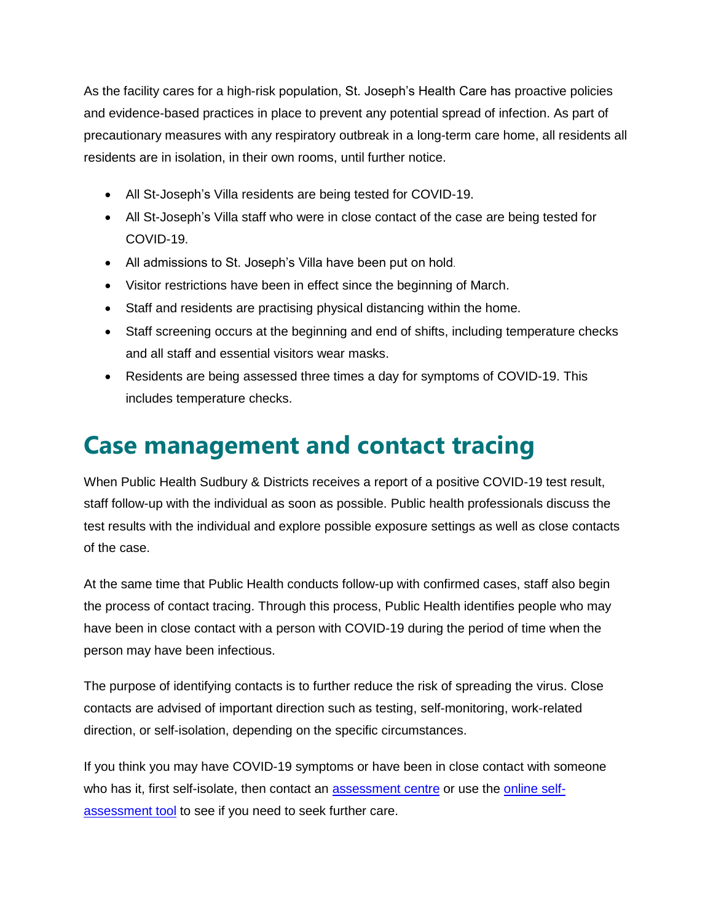As the facility cares for a high-risk population, St. Joseph's Health Care has proactive policies and evidence-based practices in place to prevent any potential spread of infection. As part of precautionary measures with any respiratory outbreak in a long-term care home, all residents all residents are in isolation, in their own rooms, until further notice.

- All St-Joseph's Villa residents are being tested for COVID-19.
- All St-Joseph's Villa staff who were in close contact of the case are being tested for COVID-19.
- All admissions to St. Joseph's Villa have been put on hold.
- Visitor restrictions have been in effect since the beginning of March.
- Staff and residents are practising physical distancing within the home.
- Staff screening occurs at the beginning and end of shifts, including temperature checks and all staff and essential visitors wear masks.
- Residents are being assessed three times a day for symptoms of COVID-19. This includes temperature checks.

## Case management and contact tracing

When Public Health Sudbury & Districts receives a report of a positive COVID-19 test result, staff follow-up with the individual as soon as possible. Public health professionals discuss the test results with the individual and explore possible exposure settings as well as close contacts of the case.

At the same time that Public Health conducts follow-up with confirmed cases, staff also begin the process of contact tracing. Through this process, Public Health identifies people who may have been in close contact with a person with COVID-19 during the period of time when the person may have been infectious.

The purpose of identifying contacts is to further reduce the risk of spreading the virus. Close contacts are advised of important direction such as testing, self-monitoring, work-related direction, or self-isolation, depending on the specific circumstances.

If you think you may have COVID-19 symptoms or have been in close contact with someone who has it, first self-isolate, then contact an assessment centre or use the online self-assessment tool to see if you need to seek further care.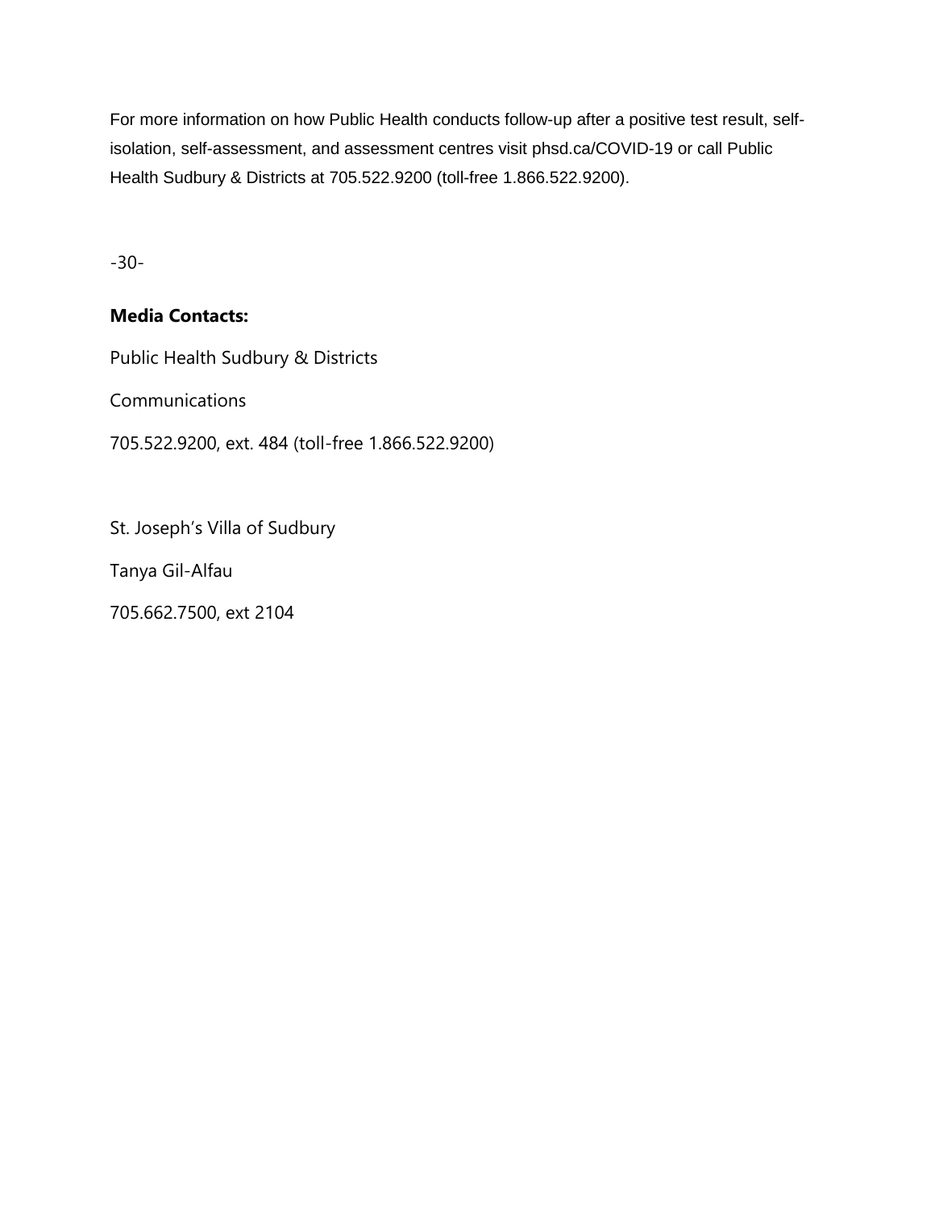For more information on how Public Health conducts follow-up after a positive test result, self-isolation, self-assessment, and assessment centres visit phsd.ca/COVID-19 or call Public Health Sudbury & Districts at 705.522.9200 (toll-free 1.866.522.9200).

-30-

**Media Contacts:**

Public Health Sudbury & Districts

Communications

705.522.9200, ext. 484 (toll-free 1.866.522.9200)

St. Joseph's Villa of Sudbury

Tanya Gil-Alfau

705.662.7500, ext 2104